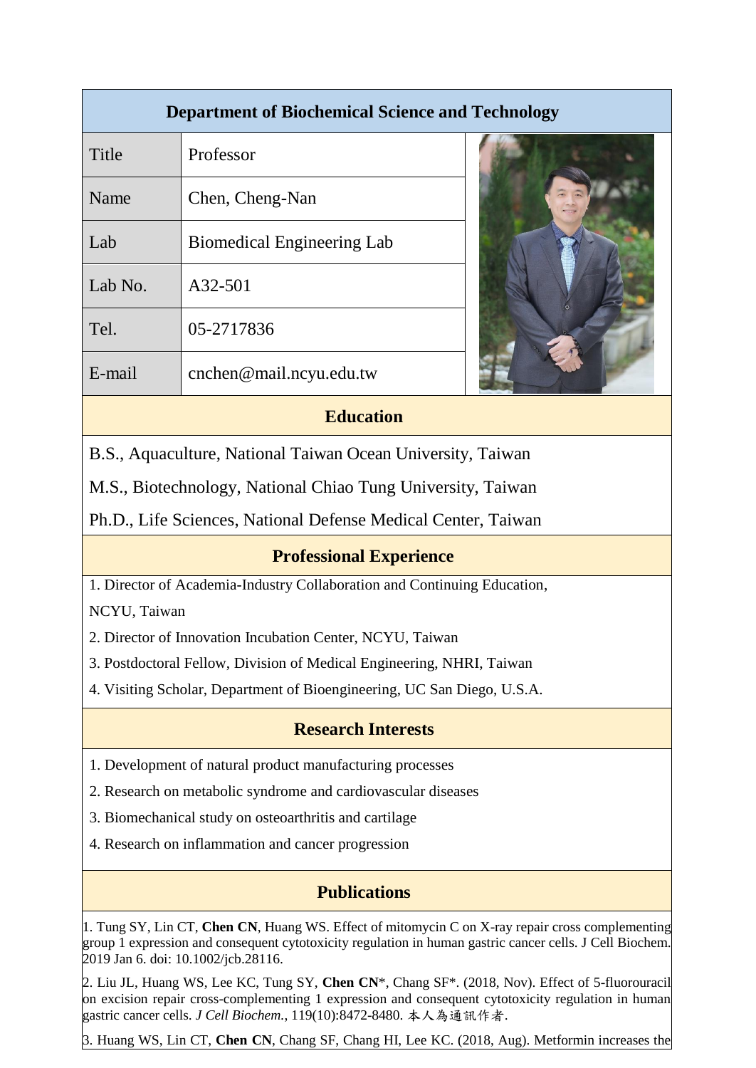## Department of Biochemical Science and Technology

| Title | Professor |
| --- | --- |
| Name | Chen, Cheng-Nan |
| Lab | Biomedical Engineering Lab |
| Lab No. | A32-501 |
| Tel. | 05-2717836 |
| E-mail | cnchen@mail.ncyu.edu.tw |

### Education

B.S., Aquaculture, National Taiwan Ocean University, Taiwan

M.S., Biotechnology, National Chiao Tung University, Taiwan

Ph.D., Life Sciences, National Defense Medical Center, Taiwan

### Professional Experience

1. Director of Academia-Industry Collaboration and Continuing Education, NCYU, Taiwan
2. Director of Innovation Incubation Center, NCYU, Taiwan
3. Postdoctoral Fellow, Division of Medical Engineering, NHRI, Taiwan
4. Visiting Scholar, Department of Bioengineering, UC San Diego, U.S.A.

### Research Interests

1. Development of natural product manufacturing processes
2. Research on metabolic syndrome and cardiovascular diseases
3. Biomechanical study on osteoarthritis and cartilage
4. Research on inflammation and cancer progression

### Publications

1. Tung SY, Lin CT, **Chen CN**, Huang WS. Effect of mitomycin C on X-ray repair cross complementing group 1 expression and consequent cytotoxicity regulation in human gastric cancer cells. J Cell Biochem. 2019 Jan 6. doi: 10.1002/jcb.28116.

2. Liu JL, Huang WS, Lee KC, Tung SY, **Chen CN***, Chang SF*. (2018, Nov). Effect of 5-fluorouracil on excision repair cross-complementing 1 expression and consequent cytotoxicity regulation in human gastric cancer cells. *J Cell Biochem.*, 119(10):8472-8480. 本人為通訊作者.

3. Huang WS, Lin CT, **Chen CN**, Chang SF, Chang HI, Lee KC. (2018, Aug). Metformin increases the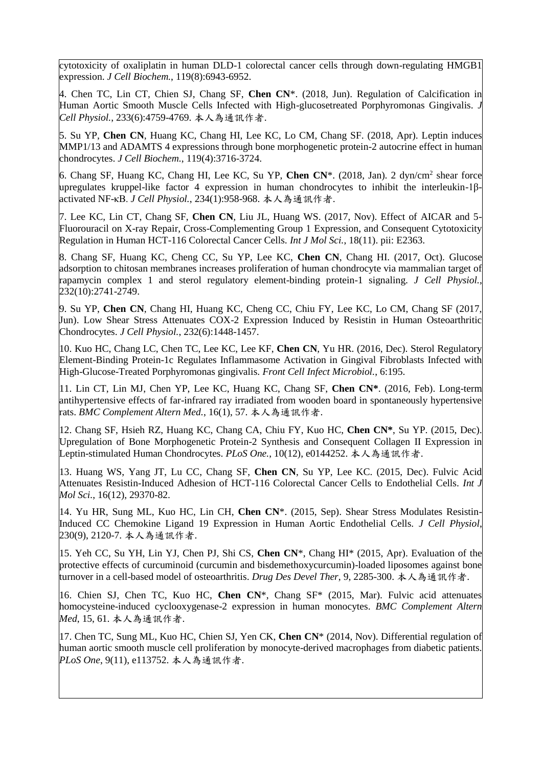cytotoxicity of oxaliplatin in human DLD-1 colorectal cancer cells through down-regulating HMGB1 expression. *J Cell Biochem.*, 119(8):6943-6952.

4. Chen TC, Lin CT, Chien SJ, Chang SF, **Chen CN**\*. (2018, Jun). Regulation of Calcification in Human Aortic Smooth Muscle Cells Infected with High-glucosetreated Porphyromonas Gingivalis. *J Cell Physiol.*, 233(6):4759-4769. 本人為通訊作者.

5. Su YP, **Chen CN**, Huang KC, Chang HI, Lee KC, Lo CM, Chang SF. (2018, Apr). Leptin induces MMP1/13 and ADAMTS 4 expressions through bone morphogenetic protein-2 autocrine effect in human chondrocytes. *J Cell Biochem.*, 119(4):3716-3724.

6. Chang SF, Huang KC, Chang HI, Lee KC, Su YP, **Chen CN**\*. (2018, Jan). 2 dyn/cm$^2$ shear force upregulates kruppel-like factor 4 expression in human chondrocytes to inhibit the interleukin-1β-activated NF-κB. *J Cell Physiol.*, 234(1):958-968. 本人為通訊作者.

7. Lee KC, Lin CT, Chang SF, **Chen CN**, Liu JL, Huang WS. (2017, Nov). Effect of AICAR and 5-Fluorouracil on X-ray Repair, Cross-Complementing Group 1 Expression, and Consequent Cytotoxicity Regulation in Human HCT-116 Colorectal Cancer Cells. *Int J Mol Sci.*, 18(11). pii: E2363.

8. Chang SF, Huang KC, Cheng CC, Su YP, Lee KC, **Chen CN**, Chang HI. (2017, Oct). Glucose adsorption to chitosan membranes increases proliferation of human chondrocyte via mammalian target of rapamycin complex 1 and sterol regulatory element-binding protein-1 signaling. *J Cell Physiol.*, 232(10):2741-2749.

9. Su YP, **Chen CN**, Chang HI, Huang KC, Cheng CC, Chiu FY, Lee KC, Lo CM, Chang SF (2017, Jun). Low Shear Stress Attenuates COX-2 Expression Induced by Resistin in Human Osteoarthritic Chondrocytes. *J Cell Physiol.*, 232(6):1448-1457.

10. Kuo HC, Chang LC, Chen TC, Lee KC, Lee KF, **Chen CN**, Yu HR. (2016, Dec). Sterol Regulatory Element-Binding Protein-1c Regulates Inflammasome Activation in Gingival Fibroblasts Infected with High-Glucose-Treated Porphyromonas gingivalis. *Front Cell Infect Microbiol.*, 6:195.

11. Lin CT, Lin MJ, Chen YP, Lee KC, Huang KC, Chang SF, **Chen CN\***. (2016, Feb). Long-term antihypertensive effects of far-infrared ray irradiated from wooden board in spontaneously hypertensive rats. *BMC Complement Altern Med.*, 16(1), 57. 本人為通訊作者.

12. Chang SF, Hsieh RZ, Huang KC, Chang CA, Chiu FY, Kuo HC, **Chen CN\***, Su YP. (2015, Dec). Upregulation of Bone Morphogenetic Protein-2 Synthesis and Consequent Collagen II Expression in Leptin-stimulated Human Chondrocytes. *PLoS One.*, 10(12), e0144252. 本人為通訊作者.

13. Huang WS, Yang JT, Lu CC, Chang SF, **Chen CN**, Su YP, Lee KC. (2015, Dec). Fulvic Acid Attenuates Resistin-Induced Adhesion of HCT-116 Colorectal Cancer Cells to Endothelial Cells. *Int J Mol Sci.*, 16(12), 29370-82.

14. Yu HR, Sung ML, Kuo HC, Lin CH, **Chen CN**\*. (2015, Sep). Shear Stress Modulates Resistin-Induced CC Chemokine Ligand 19 Expression in Human Aortic Endothelial Cells. *J Cell Physiol*, 230(9), 2120-7. 本人為通訊作者.

15. Yeh CC, Su YH, Lin YJ, Chen PJ, Shi CS, **Chen CN**\*, Chang HI\* (2015, Apr). Evaluation of the protective effects of curcuminoid (curcumin and bisdemethoxycurcumin)-loaded liposomes against bone turnover in a cell-based model of osteoarthritis. *Drug Des Devel Ther*, 9, 2285-300. 本人為通訊作者.

16. Chien SJ, Chen TC, Kuo HC, **Chen CN**\*, Chang SF\* (2015, Mar). Fulvic acid attenuates homocysteine-induced cyclooxygenase-2 expression in human monocytes. *BMC Complement Altern Med*, 15, 61. 本人為通訊作者.

17. Chen TC, Sung ML, Kuo HC, Chien SJ, Yen CK, **Chen CN**\* (2014, Nov). Differential regulation of human aortic smooth muscle cell proliferation by monocyte-derived macrophages from diabetic patients. *PLoS One*, 9(11), e113752. 本人為通訊作者.